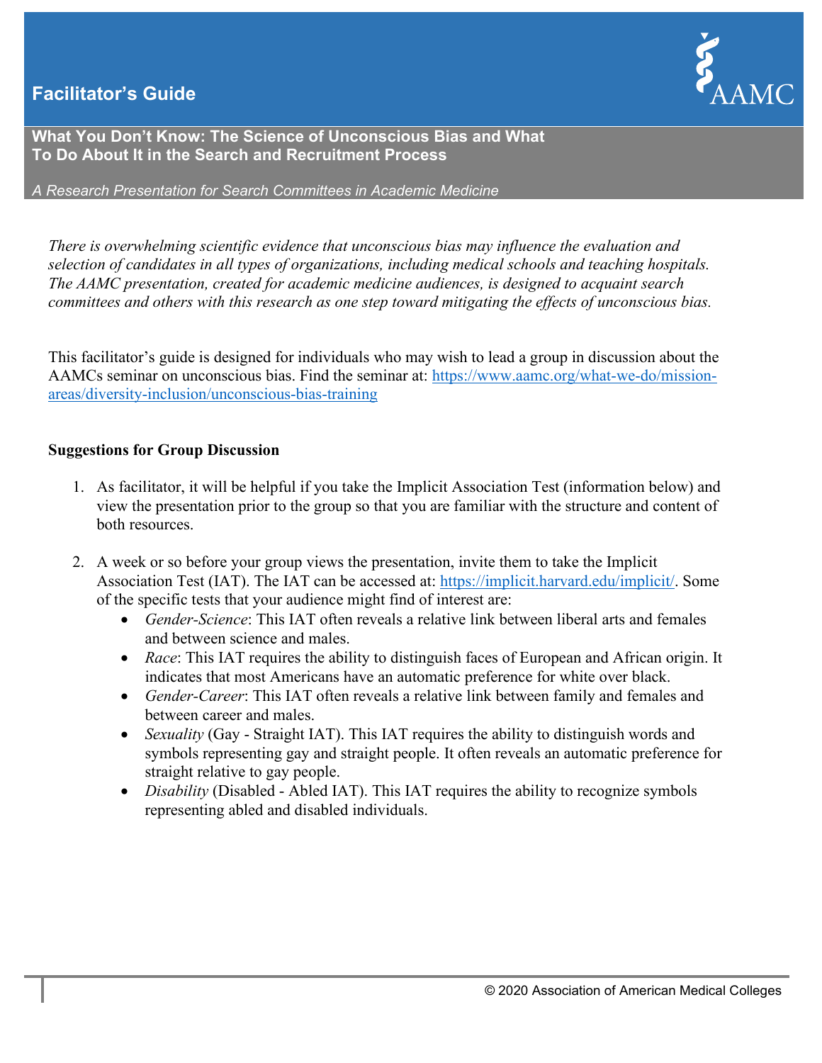# Facilitator's Guide

## What You Don't Know: The Science of Unconscious Bias and What To Do About It in the Search and Recruitment Process

*A Research Presentation for Search Committees in Academic Medicine*

*There is overwhelming scientific evidence that unconscious bias may influence the evaluation and selection of candidates in all types of organizations, including medical schools and teaching hospitals. The AAMC presentation, created for academic medicine audiences, is designed to acquaint search committees and others with this research as one step toward mitigating the effects of unconscious bias.*

This facilitator's guide is designed for individuals who may wish to lead a group in discussion about the AAMCs seminar on unconscious bias. Find the seminar at: https://www.aamc.org/what-we-do/mission-areas/diversity-inclusion/unconscious-bias-training

**Suggestions for Group Discussion**

1. As facilitator, it will be helpful if you take the Implicit Association Test (information below) and view the presentation prior to the group so that you are familiar with the structure and content of both resources.

2. A week or so before your group views the presentation, invite them to take the Implicit Association Test (IAT). The IAT can be accessed at: https://implicit.harvard.edu/implicit/. Some of the specific tests that your audience might find of interest are:
   - *Gender-Science*: This IAT often reveals a relative link between liberal arts and females and between science and males.
   - *Race*: This IAT requires the ability to distinguish faces of European and African origin. It indicates that most Americans have an automatic preference for white over black.
   - *Gender-Career*: This IAT often reveals a relative link between family and females and between career and males.
   - *Sexuality* (Gay - Straight IAT). This IAT requires the ability to distinguish words and symbols representing gay and straight people. It often reveals an automatic preference for straight relative to gay people.
   - *Disability* (Disabled - Abled IAT). This IAT requires the ability to recognize symbols representing abled and disabled individuals.

© 2020 Association of American Medical Colleges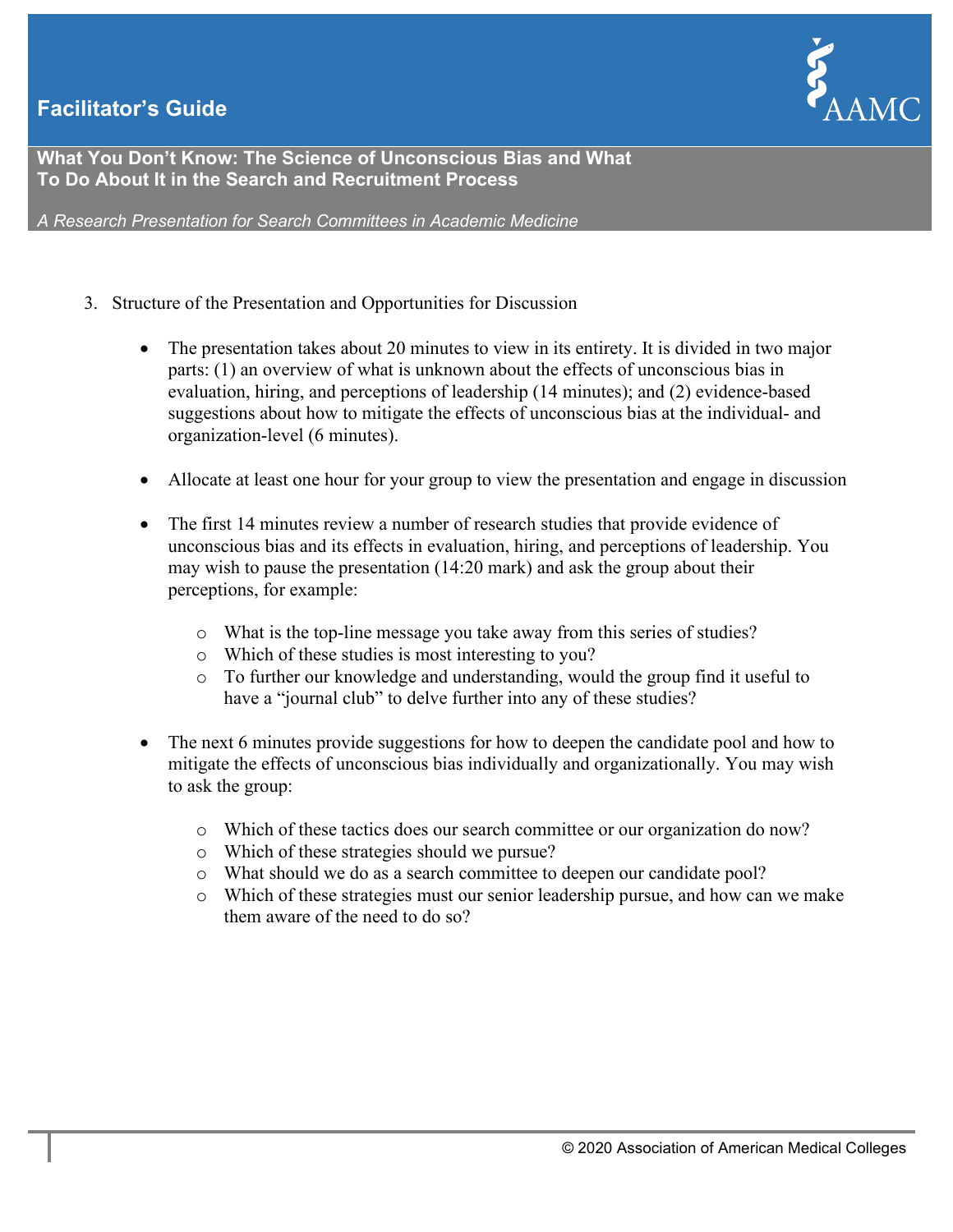3. Structure of the Presentation and Opportunities for Discussion

   - The presentation takes about 20 minutes to view in its entirety. It is divided in two major parts: (1) an overview of what is unknown about the effects of unconscious bias in evaluation, hiring, and perceptions of leadership (14 minutes); and (2) evidence-based suggestions about how to mitigate the effects of unconscious bias at the individual- and organization-level (6 minutes).

   - Allocate at least one hour for your group to view the presentation and engage in discussion

   - The first 14 minutes review a number of research studies that provide evidence of unconscious bias and its effects in evaluation, hiring, and perceptions of leadership. You may wish to pause the presentation (14:20 mark) and ask the group about their perceptions, for example:

     - What is the top-line message you take away from this series of studies?
     - Which of these studies is most interesting to you?
     - To further our knowledge and understanding, would the group find it useful to have a "journal club" to delve further into any of these studies?

   - The next 6 minutes provide suggestions for how to deepen the candidate pool and how to mitigate the effects of unconscious bias individually and organizationally. You may wish to ask the group:

     - Which of these tactics does our search committee or our organization do now?
     - Which of these strategies should we pursue?
     - What should we do as a search committee to deepen our candidate pool?
     - Which of these strategies must our senior leadership pursue, and how can we make them aware of the need to do so?